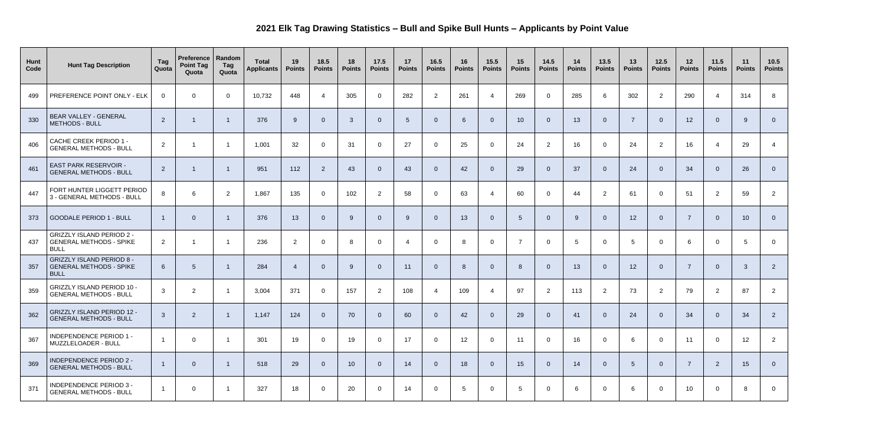# 2021 Elk Tag Drawing Statistics – Bull and Spike Bull Hunts – Applicants by Point Value

| Hunt Code | Hunt Tag Description | Tag Quota | Preference Point Tag Quota | Random Tag Quota | Total Applicants | 19 Points | 18.5 Points | 18 Points | 17.5 Points | 17 Points | 16.5 Points | 16 Points | 15.5 Points | 15 Points | 14.5 Points | 14 Points | 13.5 Points | 13 Points | 12.5 Points | 12 Points | 11.5 Points | 11 Points | 10.5 Points |
|---|---|---|---|---|---|---|---|---|---|---|---|---|---|---|---|---|---|---|---|---|---|---|---|
| 499 | PREFERENCE POINT ONLY - ELK | 0 | 0 | 0 | 10,732 | 448 | 4 | 305 | 0 | 282 | 2 | 261 | 4 | 269 | 0 | 285 | 6 | 302 | 2 | 290 | 4 | 314 | 8 |
| 330 | BEAR VALLEY - GENERAL METHODS - BULL | 2 | 1 | 1 | 376 | 9 | 0 | 3 | 0 | 5 | 0 | 6 | 0 | 10 | 0 | 13 | 0 | 7 | 0 | 12 | 0 | 9 | 0 |
| 406 | CACHE CREEK PERIOD 1 - GENERAL METHODS - BULL | 2 | 1 | 1 | 1,001 | 32 | 0 | 31 | 0 | 27 | 0 | 25 | 0 | 24 | 2 | 16 | 0 | 24 | 2 | 16 | 4 | 29 | 4 |
| 461 | EAST PARK RESERVOIR - GENERAL METHODS - BULL | 2 | 1 | 1 | 951 | 112 | 2 | 43 | 0 | 43 | 0 | 42 | 0 | 29 | 0 | 37 | 0 | 24 | 0 | 34 | 0 | 26 | 0 |
| 447 | FORT HUNTER LIGGETT PERIOD 3 - GENERAL METHODS - BULL | 8 | 6 | 2 | 1,867 | 135 | 0 | 102 | 2 | 58 | 0 | 63 | 4 | 60 | 0 | 44 | 2 | 61 | 0 | 51 | 2 | 59 | 2 |
| 373 | GOODALE PERIOD 1 - BULL | 1 | 0 | 1 | 376 | 13 | 0 | 9 | 0 | 9 | 0 | 13 | 0 | 5 | 0 | 9 | 0 | 12 | 0 | 7 | 0 | 10 | 0 |
| 437 | GRIZZLY ISLAND PERIOD 2 - GENERAL METHODS - SPIKE BULL | 2 | 1 | 1 | 236 | 2 | 0 | 8 | 0 | 4 | 0 | 8 | 0 | 7 | 0 | 5 | 0 | 5 | 0 | 6 | 0 | 5 | 0 |
| 357 | GRIZZLY ISLAND PERIOD 8 - GENERAL METHODS - SPIKE BULL | 6 | 5 | 1 | 284 | 4 | 0 | 9 | 0 | 11 | 0 | 8 | 0 | 8 | 0 | 13 | 0 | 12 | 0 | 7 | 0 | 3 | 2 |
| 359 | GRIZZLY ISLAND PERIOD 10 - GENERAL METHODS - BULL | 3 | 2 | 1 | 3,004 | 371 | 0 | 157 | 2 | 108 | 4 | 109 | 4 | 97 | 2 | 113 | 2 | 73 | 2 | 79 | 2 | 87 | 2 |
| 362 | GRIZZLY ISLAND PERIOD 12 - GENERAL METHODS - BULL | 3 | 2 | 1 | 1,147 | 124 | 0 | 70 | 0 | 60 | 0 | 42 | 0 | 29 | 0 | 41 | 0 | 24 | 0 | 34 | 0 | 34 | 2 |
| 367 | INDEPENDENCE PERIOD 1 - MUZZLELOADER - BULL | 1 | 0 | 1 | 301 | 19 | 0 | 19 | 0 | 17 | 0 | 12 | 0 | 11 | 0 | 16 | 0 | 6 | 0 | 11 | 0 | 12 | 2 |
| 369 | INDEPENDENCE PERIOD 2 - GENERAL METHODS - BULL | 1 | 0 | 1 | 518 | 29 | 0 | 10 | 0 | 14 | 0 | 18 | 0 | 15 | 0 | 14 | 0 | 5 | 0 | 7 | 2 | 15 | 0 |
| 371 | INDEPENDENCE PERIOD 3 - GENERAL METHODS - BULL | 1 | 0 | 1 | 327 | 18 | 0 | 20 | 0 | 14 | 0 | 5 | 0 | 5 | 0 | 6 | 0 | 6 | 0 | 10 | 0 | 8 | 0 |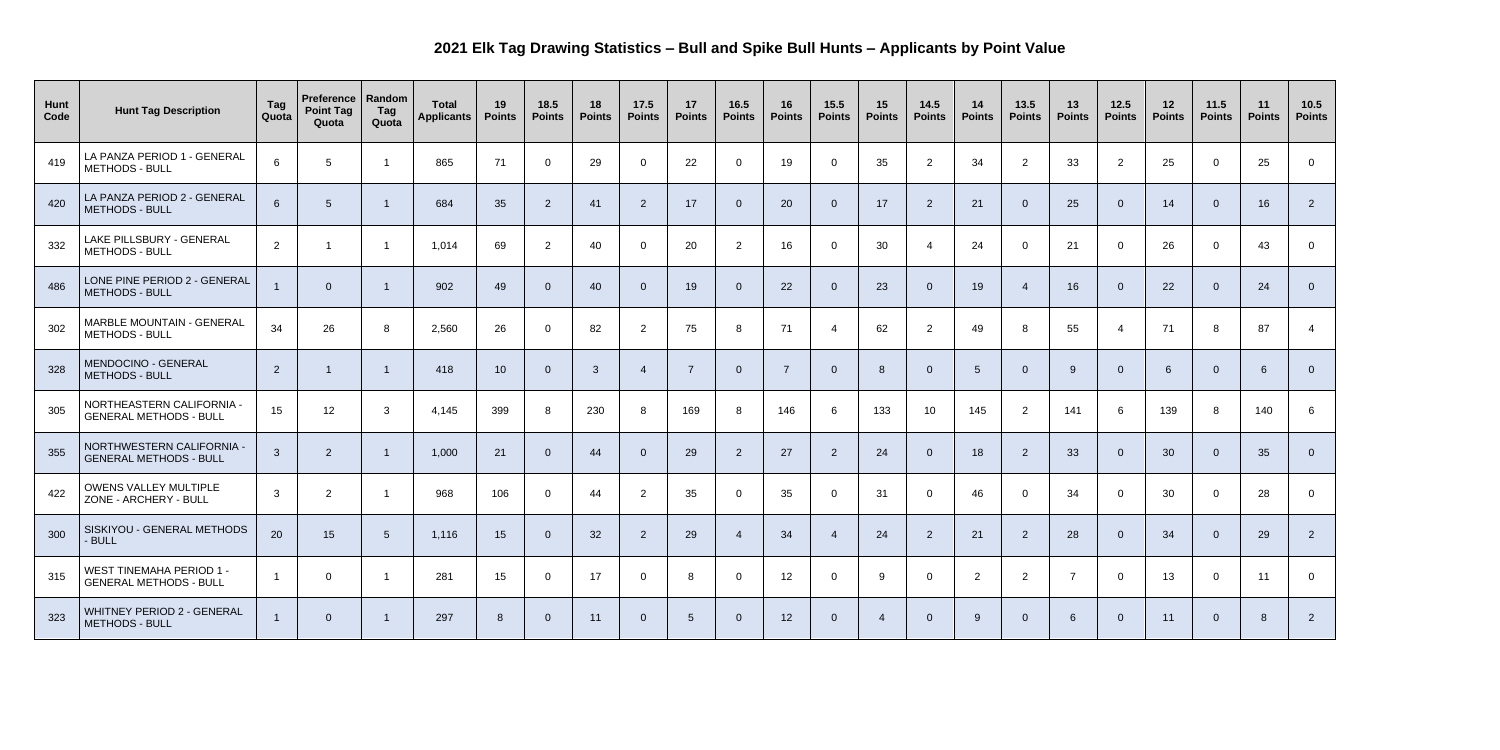# 2021 Elk Tag Drawing Statistics – Bull and Spike Bull Hunts – Applicants by Point Value

| Hunt Code | Hunt Tag Description | Tag Quota | Preference Point Tag Quota | Random Tag Quota | Total Applicants | 19 Points | 18.5 Points | 18 Points | 17.5 Points | 17 Points | 16.5 Points | 16 Points | 15.5 Points | 15 Points | 14.5 Points | 14 Points | 13.5 Points | 13 Points | 12.5 Points | 12 Points | 11.5 Points | 11 Points | 10.5 Points |
|---|---|---|---|---|---|---|---|---|---|---|---|---|---|---|---|---|---|---|---|---|---|---|---|
| 419 | LA PANZA PERIOD 1 - GENERAL METHODS - BULL | 6 | 5 | 1 | 865 | 71 | 0 | 29 | 0 | 22 | 0 | 19 | 0 | 35 | 2 | 34 | 2 | 33 | 2 | 25 | 0 | 25 | 0 |
| 420 | LA PANZA PERIOD 2 - GENERAL METHODS - BULL | 6 | 5 | 1 | 684 | 35 | 2 | 41 | 2 | 17 | 0 | 20 | 0 | 17 | 2 | 21 | 0 | 25 | 0 | 14 | 0 | 16 | 2 |
| 332 | LAKE PILLSBURY - GENERAL METHODS - BULL | 2 | 1 | 1 | 1,014 | 69 | 2 | 40 | 0 | 20 | 2 | 16 | 0 | 30 | 4 | 24 | 0 | 21 | 0 | 26 | 0 | 43 | 0 |
| 486 | LONE PINE PERIOD 2 - GENERAL METHODS - BULL | 1 | 0 | 1 | 902 | 49 | 0 | 40 | 0 | 19 | 0 | 22 | 0 | 23 | 0 | 19 | 4 | 16 | 0 | 22 | 0 | 24 | 0 |
| 302 | MARBLE MOUNTAIN - GENERAL METHODS - BULL | 34 | 26 | 8 | 2,560 | 26 | 0 | 82 | 2 | 75 | 8 | 71 | 4 | 62 | 2 | 49 | 8 | 55 | 4 | 71 | 8 | 87 | 4 |
| 328 | MENDOCINO - GENERAL METHODS - BULL | 2 | 1 | 1 | 418 | 10 | 0 | 3 | 4 | 7 | 0 | 7 | 0 | 8 | 0 | 5 | 0 | 9 | 0 | 6 | 0 | 6 | 0 |
| 305 | NORTHEASTERN CALIFORNIA - GENERAL METHODS - BULL | 15 | 12 | 3 | 4,145 | 399 | 8 | 230 | 8 | 169 | 8 | 146 | 6 | 133 | 10 | 145 | 2 | 141 | 6 | 139 | 8 | 140 | 6 |
| 355 | NORTHWESTERN CALIFORNIA - GENERAL METHODS - BULL | 3 | 2 | 1 | 1,000 | 21 | 0 | 44 | 0 | 29 | 2 | 27 | 2 | 24 | 0 | 18 | 2 | 33 | 0 | 30 | 0 | 35 | 0 |
| 422 | OWENS VALLEY MULTIPLE ZONE - ARCHERY - BULL | 3 | 2 | 1 | 968 | 106 | 0 | 44 | 2 | 35 | 0 | 35 | 0 | 31 | 0 | 46 | 0 | 34 | 0 | 30 | 0 | 28 | 0 |
| 300 | SISKIYOU - GENERAL METHODS - BULL | 20 | 15 | 5 | 1,116 | 15 | 0 | 32 | 2 | 29 | 4 | 34 | 4 | 24 | 2 | 21 | 2 | 28 | 0 | 34 | 0 | 29 | 2 |
| 315 | WEST TINEMAHA PERIOD 1 - GENERAL METHODS - BULL | 1 | 0 | 1 | 281 | 15 | 0 | 17 | 0 | 8 | 0 | 12 | 0 | 9 | 0 | 2 | 2 | 7 | 0 | 13 | 0 | 11 | 0 |
| 323 | WHITNEY PERIOD 2 - GENERAL METHODS - BULL | 1 | 0 | 1 | 297 | 8 | 0 | 11 | 0 | 5 | 0 | 12 | 0 | 4 | 0 | 9 | 0 | 6 | 0 | 11 | 0 | 8 | 2 |